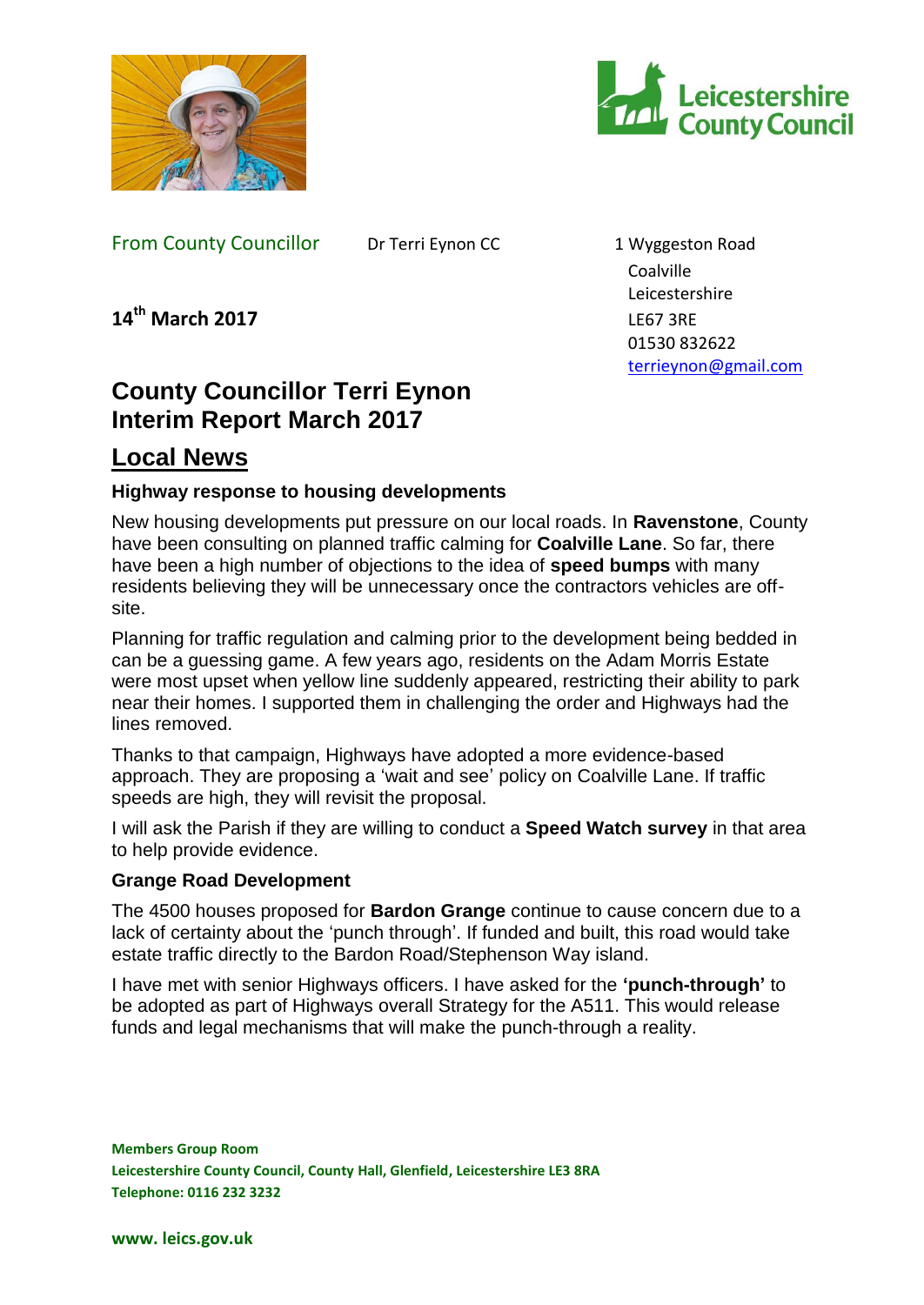From County Councillor Dr Terri Eynon CC

1 Wyggeston Road
Coalville
Leicestershire
LE67 3RE
01530 832622
terrieynon@gmail.com

**14th March 2017**

# County Councillor Terri Eynon Interim Report March 2017

## Local News

### Highway response to housing developments

New housing developments put pressure on our local roads. In **Ravenstone**, County have been consulting on planned traffic calming for **Coalville Lane**. So far, there have been a high number of objections to the idea of **speed bumps** with many residents believing they will be unnecessary once the contractors vehicles are off-site.

Planning for traffic regulation and calming prior to the development being bedded in can be a guessing game. A few years ago, residents on the Adam Morris Estate were most upset when yellow line suddenly appeared, restricting their ability to park near their homes. I supported them in challenging the order and Highways had the lines removed.

Thanks to that campaign, Highways have adopted a more evidence-based approach. They are proposing a 'wait and see' policy on Coalville Lane. If traffic speeds are high, they will revisit the proposal.

I will ask the Parish if they are willing to conduct a **Speed Watch survey** in that area to help provide evidence.

### Grange Road Development

The 4500 houses proposed for **Bardon Grange** continue to cause concern due to a lack of certainty about the 'punch through'. If funded and built, this road would take estate traffic directly to the Bardon Road/Stephenson Way island.

I have met with senior Highways officers. I have asked for the **'punch-through'** to be adopted as part of Highways overall Strategy for the A511. This would release funds and legal mechanisms that will make the punch-through a reality.

**Members Group Room**
**Leicestershire County Council, County Hall, Glenfield, Leicestershire LE3 8RA**
**Telephone: 0116 232 3232**

**www. leics.gov.uk**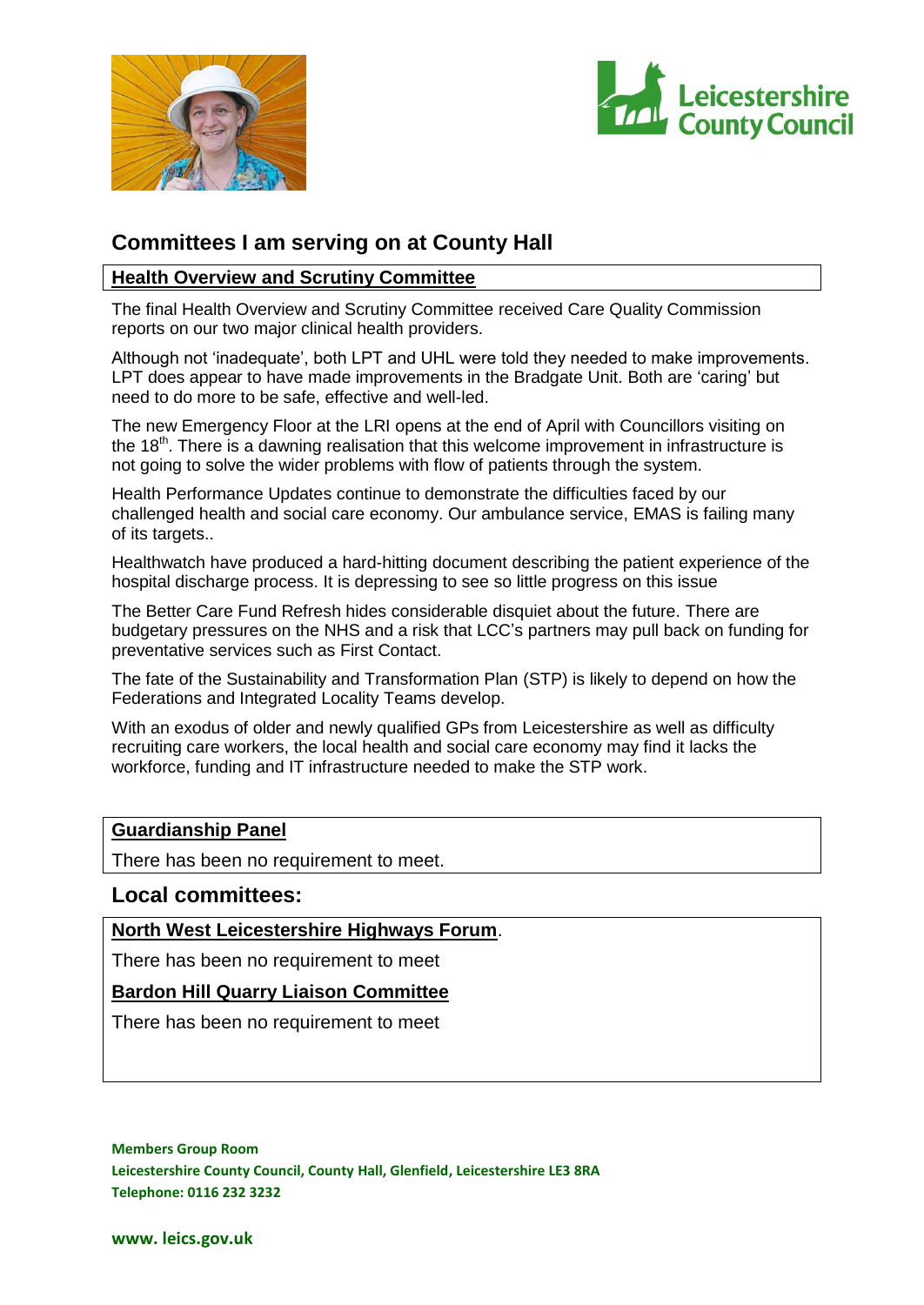## Committees I am serving on at County Hall

### Health Overview and Scrutiny Committee

The final Health Overview and Scrutiny Committee received Care Quality Commission reports on our two major clinical health providers.

Although not 'inadequate', both LPT and UHL were told they needed to make improvements. LPT does appear to have made improvements in the Bradgate Unit. Both are 'caring' but need to do more to be safe, effective and well-led.

The new Emergency Floor at the LRI opens at the end of April with Councillors visiting on the 18th. There is a dawning realisation that this welcome improvement in infrastructure is not going to solve the wider problems with flow of patients through the system.

Health Performance Updates continue to demonstrate the difficulties faced by our challenged health and social care economy. Our ambulance service, EMAS is failing many of its targets..

Healthwatch have produced a hard-hitting document describing the patient experience of the hospital discharge process. It is depressing to see so little progress on this issue

The Better Care Fund Refresh hides considerable disquiet about the future. There are budgetary pressures on the NHS and a risk that LCC's partners may pull back on funding for preventative services such as First Contact.

The fate of the Sustainability and Transformation Plan (STP) is likely to depend on how the Federations and Integrated Locality Teams develop.

With an exodus of older and newly qualified GPs from Leicestershire as well as difficulty recruiting care workers, the local health and social care economy may find it lacks the workforce, funding and IT infrastructure needed to make the STP work.

### Guardianship Panel

There has been no requirement to meet.

## Local committees:

### North West Leicestershire Highways Forum.

There has been no requirement to meet

### Bardon Hill Quarry Liaison Committee

There has been no requirement to meet

**Members Group Room**
**Leicestershire County Council, County Hall, Glenfield, Leicestershire LE3 8RA**
**Telephone: 0116 232 3232**

**www. leics.gov.uk**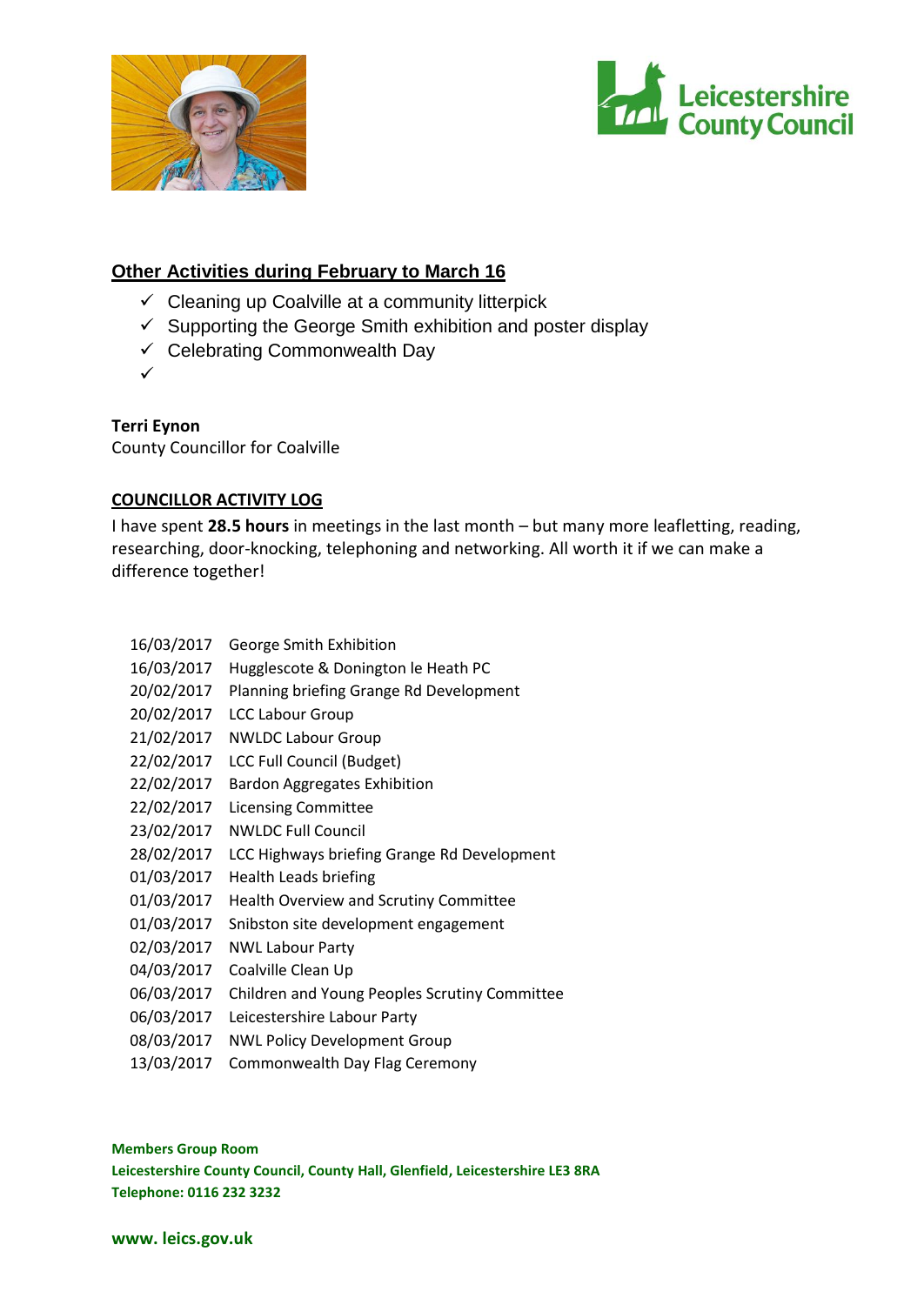## Other Activities during February to March 16

- ✓ Cleaning up Coalville at a community litterpick
- ✓ Supporting the George Smith exhibition and poster display
- ✓ Celebrating Commonwealth Day
- ✓

**Terri Eynon**
County Councillor for Coalville

## COUNCILLOR ACTIVITY LOG

I have spent **28.5 hours** in meetings in the last month – but many more leafletting, reading, researching, door-knocking, telephoning and networking. All worth it if we can make a difference together!

| | |
|---|---|
| 16/03/2017 | George Smith Exhibition |
| 16/03/2017 | Hugglescote & Donington le Heath PC |
| 20/02/2017 | Planning briefing Grange Rd Development |
| 20/02/2017 | LCC Labour Group |
| 21/02/2017 | NWLDC Labour Group |
| 22/02/2017 | LCC Full Council (Budget) |
| 22/02/2017 | Bardon Aggregates Exhibition |
| 22/02/2017 | Licensing Committee |
| 23/02/2017 | NWLDC Full Council |
| 28/02/2017 | LCC Highways briefing Grange Rd Development |
| 01/03/2017 | Health Leads briefing |
| 01/03/2017 | Health Overview and Scrutiny Committee |
| 01/03/2017 | Snibston site development engagement |
| 02/03/2017 | NWL Labour Party |
| 04/03/2017 | Coalville Clean Up |
| 06/03/2017 | Children and Young Peoples Scrutiny Committee |
| 06/03/2017 | Leicestershire Labour Party |
| 08/03/2017 | NWL Policy Development Group |
| 13/03/2017 | Commonwealth Day Flag Ceremony |

**Members Group Room**
**Leicestershire County Council, County Hall, Glenfield, Leicestershire LE3 8RA**
**Telephone: 0116 232 3232**

**www. leics.gov.uk**